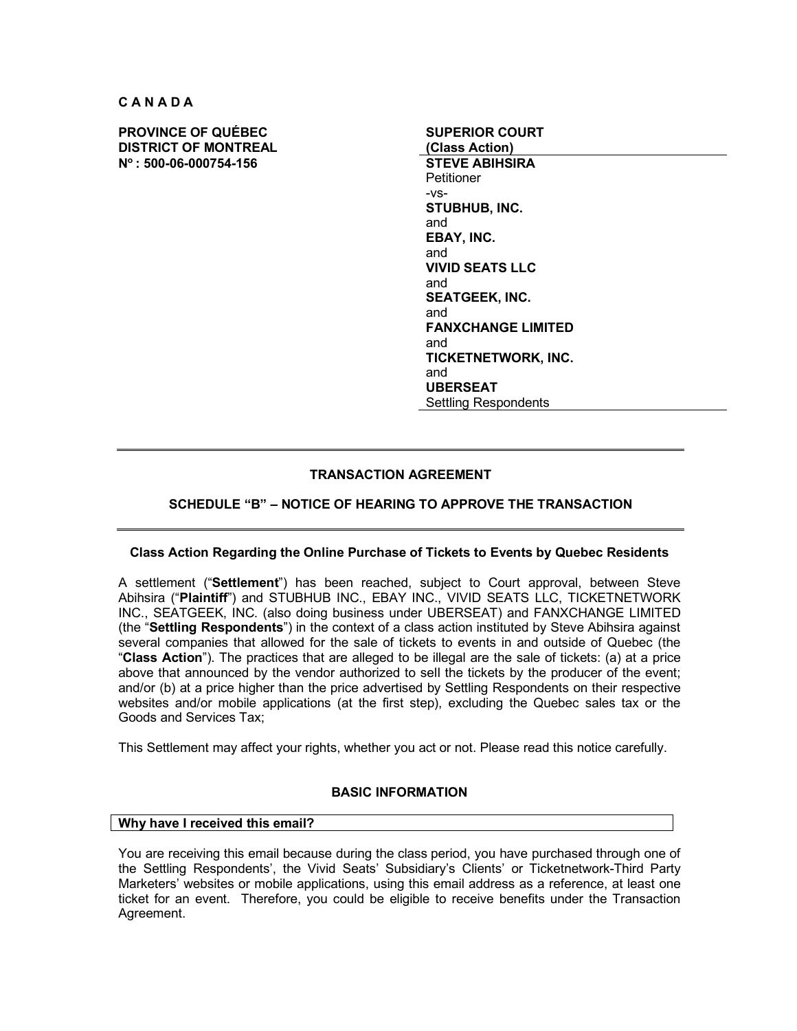**C A N A D A**

**PROVINCE OF QUÉBEC**
**DISTRICT OF MONTREAL**
**N° : 500-06-000754-156**

**SUPERIOR COURT**
**(Class Action)**

**STEVE ABIHSIRA**
Petitioner

-vs-

**STUBHUB, INC.**
and
**EBAY, INC.**
and
**VIVID SEATS LLC**
and
**SEATGEEK, INC.**
and
**FANXCHANGE LIMITED**
and
**TICKETNETWORK, INC.**
and
**UBERSEAT**
Settling Respondents

---

**TRANSACTION AGREEMENT**

**SCHEDULE "B" – NOTICE OF HEARING TO APPROVE THE TRANSACTION**

---

**Class Action Regarding the Online Purchase of Tickets to Events by Quebec Residents**

A settlement ("**Settlement**") has been reached, subject to Court approval, between Steve Abihsira ("**Plaintiff**") and STUBHUB INC., EBAY INC., VIVID SEATS LLC, TICKETNETWORK INC., SEATGEEK, INC. (also doing business under UBERSEAT) and FANXCHANGE LIMITED (the "**Settling Respondents**") in the context of a class action instituted by Steve Abihsira against several companies that allowed for the sale of tickets to events in and outside of Quebec (the "**Class Action**"). The practices that are alleged to be illegal are the sale of tickets: (a) at a price above that announced by the vendor authorized to sell the tickets by the producer of the event; and/or (b) at a price higher than the price advertised by Settling Respondents on their respective websites and/or mobile applications (at the first step), excluding the Quebec sales tax or the Goods and Services Tax;

This Settlement may affect your rights, whether you act or not. Please read this notice carefully.

**BASIC INFORMATION**

**Why have I received this email?**

You are receiving this email because during the class period, you have purchased through one of the Settling Respondents', the Vivid Seats' Subsidiary's Clients' or Ticketnetwork-Third Party Marketers' websites or mobile applications, using this email address as a reference, at least one ticket for an event. Therefore, you could be eligible to receive benefits under the Transaction Agreement.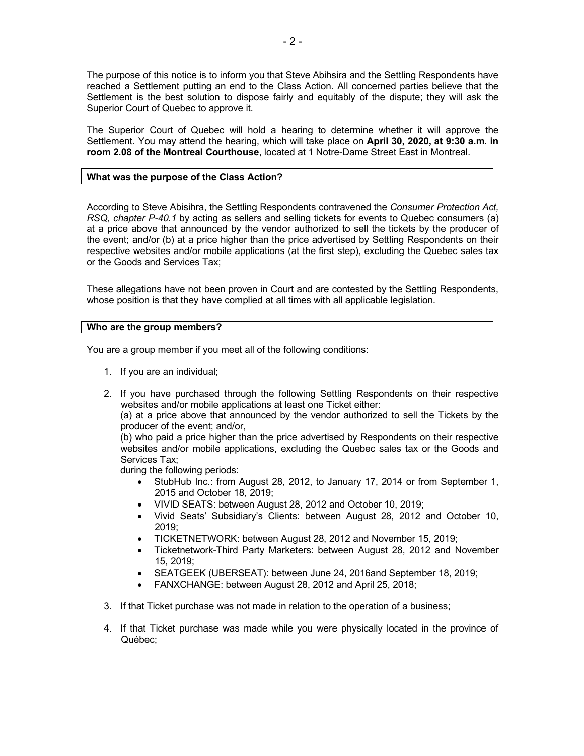The purpose of this notice is to inform you that Steve Abihsira and the Settling Respondents have reached a Settlement putting an end to the Class Action. All concerned parties believe that the Settlement is the best solution to dispose fairly and equitably of the dispute; they will ask the Superior Court of Quebec to approve it.

The Superior Court of Quebec will hold a hearing to determine whether it will approve the Settlement. You may attend the hearing, which will take place on **April 30, 2020, at 9:30 a.m. in room 2.08 of the Montreal Courthouse**, located at 1 Notre-Dame Street East in Montreal.

## What was the purpose of the Class Action?

According to Steve Abisihra, the Settling Respondents contravened the *Consumer Protection Act, RSQ, chapter P-40.1* by acting as sellers and selling tickets for events to Quebec consumers (a) at a price above that announced by the vendor authorized to sell the tickets by the producer of the event; and/or (b) at a price higher than the price advertised by Settling Respondents on their respective websites and/or mobile applications (at the first step), excluding the Quebec sales tax or the Goods and Services Tax;

These allegations have not been proven in Court and are contested by the Settling Respondents, whose position is that they have complied at all times with all applicable legislation.

## Who are the group members?

You are a group member if you meet all of the following conditions:

1. If you are an individual;
2. If you have purchased through the following Settling Respondents on their respective websites and/or mobile applications at least one Ticket either:
   (a) at a price above that announced by the vendor authorized to sell the Tickets by the producer of the event; and/or,
   (b) who paid a price higher than the price advertised by Respondents on their respective websites and/or mobile applications, excluding the Quebec sales tax or the Goods and Services Tax;
   during the following periods:
   - StubHub Inc.: from August 28, 2012, to January 17, 2014 or from September 1, 2015 and October 18, 2019;
   - VIVID SEATS: between August 28, 2012 and October 10, 2019;
   - Vivid Seats' Subsidiary's Clients: between August 28, 2012 and October 10, 2019;
   - TICKETNETWORK: between August 28, 2012 and November 15, 2019;
   - Ticketnetwork-Third Party Marketers: between August 28, 2012 and November 15, 2019;
   - SEATGEEK (UBERSEAT): between June 24, 2016and September 18, 2019;
   - FANXCHANGE: between August 28, 2012 and April 25, 2018;
3. If that Ticket purchase was not made in relation to the operation of a business;
4. If that Ticket purchase was made while you were physically located in the province of Québec;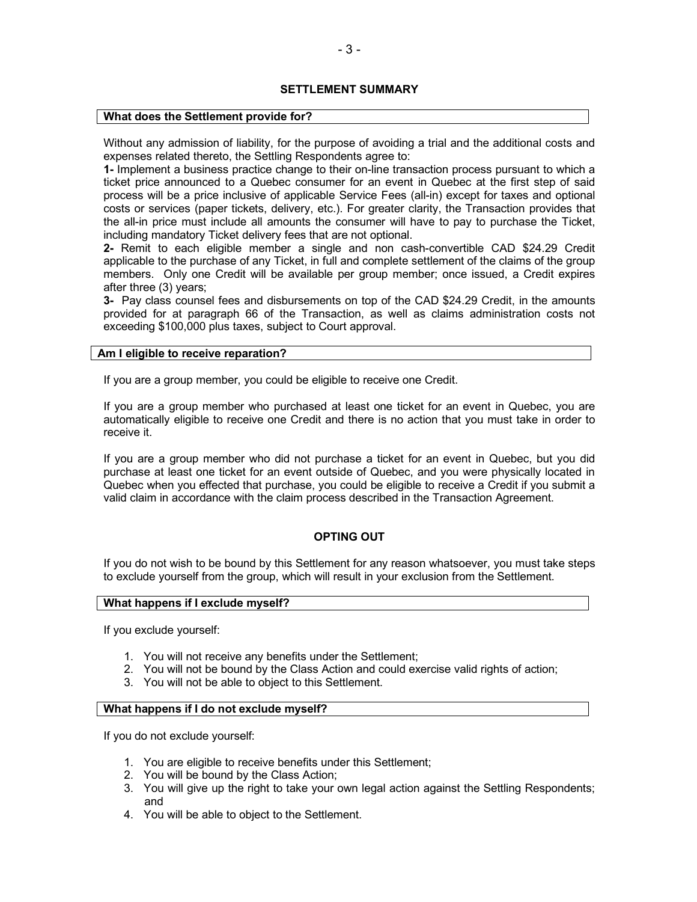## SETTLEMENT SUMMARY

### What does the Settlement provide for?

Without any admission of liability, for the purpose of avoiding a trial and the additional costs and expenses related thereto, the Settling Respondents agree to:

**1-** Implement a business practice change to their on-line transaction process pursuant to which a ticket price announced to a Quebec consumer for an event in Quebec at the first step of said process will be a price inclusive of applicable Service Fees (all-in) except for taxes and optional costs or services (paper tickets, delivery, etc.). For greater clarity, the Transaction provides that the all-in price must include all amounts the consumer will have to pay to purchase the Ticket, including mandatory Ticket delivery fees that are not optional.

**2-** Remit to each eligible member a single and non cash-convertible CAD $24.29 Credit applicable to the purchase of any Ticket, in full and complete settlement of the claims of the group members. Only one Credit will be available per group member; once issued, a Credit expires after three (3) years;

**3-** Pay class counsel fees and disbursements on top of the CAD $24.29 Credit, in the amounts provided for at paragraph 66 of the Transaction, as well as claims administration costs not exceeding $100,000 plus taxes, subject to Court approval.

### Am I eligible to receive reparation?

If you are a group member, you could be eligible to receive one Credit.

If you are a group member who purchased at least one ticket for an event in Quebec, you are automatically eligible to receive one Credit and there is no action that you must take in order to receive it.

If you are a group member who did not purchase a ticket for an event in Quebec, but you did purchase at least one ticket for an event outside of Quebec, and you were physically located in Quebec when you effected that purchase, you could be eligible to receive a Credit if you submit a valid claim in accordance with the claim process described in the Transaction Agreement.

## OPTING OUT

If you do not wish to be bound by this Settlement for any reason whatsoever, you must take steps to exclude yourself from the group, which will result in your exclusion from the Settlement.

### What happens if I exclude myself?

If you exclude yourself:

1. You will not receive any benefits under the Settlement;
2. You will not be bound by the Class Action and could exercise valid rights of action;
3. You will not be able to object to this Settlement.

### What happens if I do not exclude myself?

If you do not exclude yourself:

1. You are eligible to receive benefits under this Settlement;
2. You will be bound by the Class Action;
3. You will give up the right to take your own legal action against the Settling Respondents; and
4. You will be able to object to the Settlement.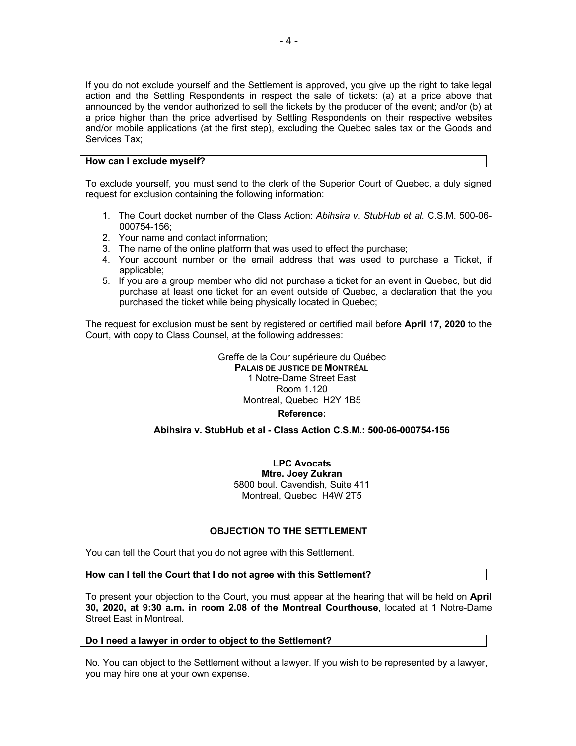If you do not exclude yourself and the Settlement is approved, you give up the right to take legal action and the Settling Respondents in respect the sale of tickets: (a) at a price above that announced by the vendor authorized to sell the tickets by the producer of the event; and/or (b) at a price higher than the price advertised by Settling Respondents on their respective websites and/or mobile applications (at the first step), excluding the Quebec sales tax or the Goods and Services Tax;

**How can I exclude myself?**

To exclude yourself, you must send to the clerk of the Superior Court of Quebec, a duly signed request for exclusion containing the following information:

1. The Court docket number of the Class Action: *Abihsira v. StubHub et al.* C.S.M. 500-06-000754-156;
2. Your name and contact information;
3. The name of the online platform that was used to effect the purchase;
4. Your account number or the email address that was used to purchase a Ticket, if applicable;
5. If you are a group member who did not purchase a ticket for an event in Quebec, but did purchase at least one ticket for an event outside of Quebec, a declaration that the you purchased the ticket while being physically located in Quebec;

The request for exclusion must be sent by registered or certified mail before **April 17, 2020** to the Court, with copy to Class Counsel, at the following addresses:

Greffe de la Cour supérieure du Québec
**PALAIS DE JUSTICE DE MONTRÉAL**
1 Notre-Dame Street East
Room 1.120
Montreal, Quebec H2Y 1B5
**Reference:**

**Abihsira v. StubHub et al - Class Action C.S.M.: 500-06-000754-156**

**LPC Avocats**
**Mtre. Joey Zukran**
5800 boul. Cavendish, Suite 411
Montreal, Quebec H4W 2T5

## OBJECTION TO THE SETTLEMENT

You can tell the Court that you do not agree with this Settlement.

**How can I tell the Court that I do not agree with this Settlement?**

To present your objection to the Court, you must appear at the hearing that will be held on **April 30, 2020, at 9:30 a.m. in room 2.08 of the Montreal Courthouse**, located at 1 Notre-Dame Street East in Montreal.

**Do I need a lawyer in order to object to the Settlement?**

No. You can object to the Settlement without a lawyer. If you wish to be represented by a lawyer, you may hire one at your own expense.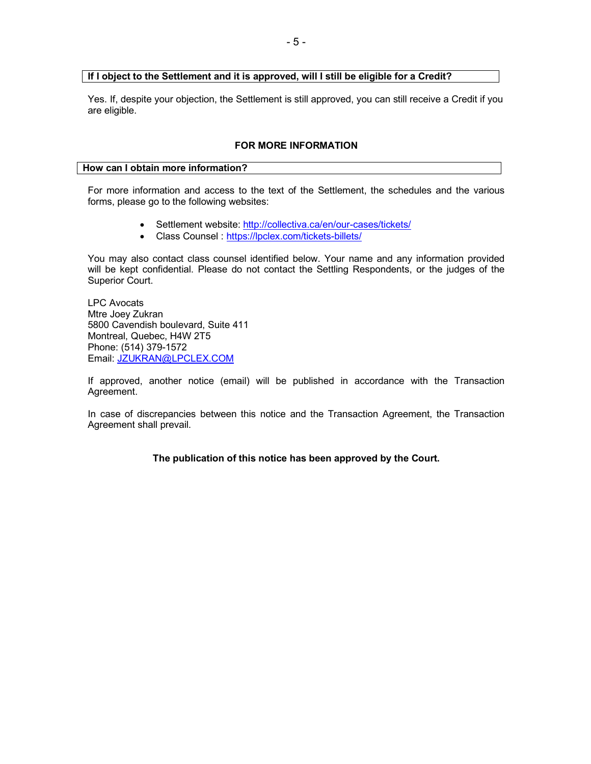**If I object to the Settlement and it is approved, will I still be eligible for a Credit?**

Yes. If, despite your objection, the Settlement is still approved, you can still receive a Credit if you are eligible.

## FOR MORE INFORMATION

**How can I obtain more information?**

For more information and access to the text of the Settlement, the schedules and the various forms, please go to the following websites:

- Settlement website: http://collectiva.ca/en/our-cases/tickets/
- Class Counsel : https://lpclex.com/tickets-billets/

You may also contact class counsel identified below. Your name and any information provided will be kept confidential. Please do not contact the Settling Respondents, or the judges of the Superior Court.

LPC Avocats
Mtre Joey Zukran
5800 Cavendish boulevard, Suite 411
Montreal, Quebec, H4W 2T5
Phone: (514) 379-1572
Email: JZUKRAN@LPCLEX.COM

If approved, another notice (email) will be published in accordance with the Transaction Agreement.

In case of discrepancies between this notice and the Transaction Agreement, the Transaction Agreement shall prevail.

**The publication of this notice has been approved by the Court.**